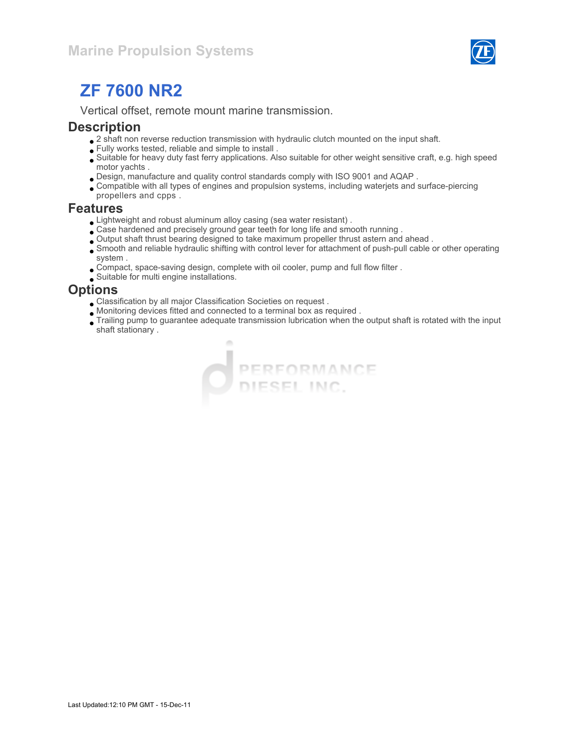Marine Propulsion Systems

# ZF 7600 NR2

Vertical offset, remote mount marine transmission.

## Description

- 2 shaft non reverse reduction transmission with hydraulic clutch mounted on the input shaft.
- Fully works tested, reliable and simple to install .
- Suitable for heavy duty fast ferry applications. Also suitable for other weight sensitive craft, e.g. high speed motor yachts .
- Design, manufacture and quality control standards comply with ISO 9001 and AQAP .
- Compatible with all types of engines and propulsion systems, including waterjets and surface-piercing propellers and cpps .

## Features

- Lightweight and robust aluminum alloy casing (sea water resistant) .
- Case hardened and precisely ground gear teeth for long life and smooth running .
- Output shaft thrust bearing designed to take maximum propeller thrust astern and ahead .
- Smooth and reliable hydraulic shifting with control lever for attachment of push-pull cable or other operating system .
- Compact, space-saving design, complete with oil cooler, pump and full flow filter .
- Suitable for multi engine installations.

## Options

- Classification by all major Classification Societies on request .
- Monitoring devices fitted and connected to a terminal box as required .
- Trailing pump to guarantee adequate transmission lubrication when the output shaft is rotated with the input shaft stationary .

Last Updated:12:10 PM GMT - 15-Dec-11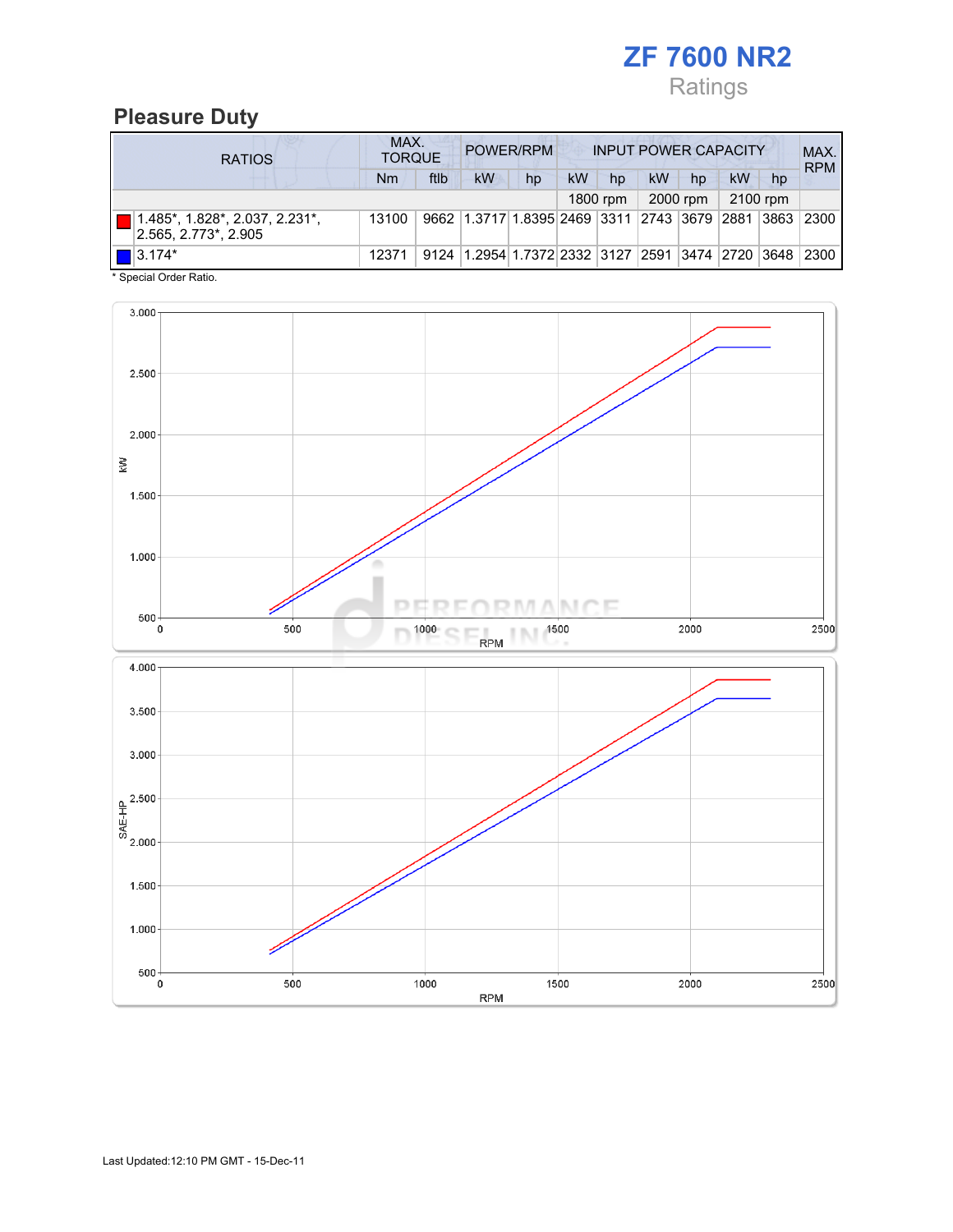# ZF 7600 NR2

Ratings

## Pleasure Duty

| RATIOS | MAX. TORQUE | | POWER/RPM | | INPUT POWER CAPACITY | | | | | | MAX. RPM |
|---|---|---|---|---|---|---|---|---|---|---|---|
| | Nm | ftlb | kW | hp | kW | hp | kW | hp | kW | hp | |
| | | | | | 1800 rpm | | 2000 rpm | | 2100 rpm | | |
| 1.485*, 1.828*, 2.037, 2.231*, 2.565, 2.773*, 2.905 | 13100 | 9662 | 1.3717 | 1.8395 | 2469 | 3311 | 2743 | 3679 | 2881 | 3863 | 2300 |
| 3.174* | 12371 | 9124 | 1.2954 | 1.7372 | 2332 | 3127 | 2591 | 3474 | 2720 | 3648 | 2300 |

* Special Order Ratio.

Last Updated:12:10 PM GMT - 15-Dec-11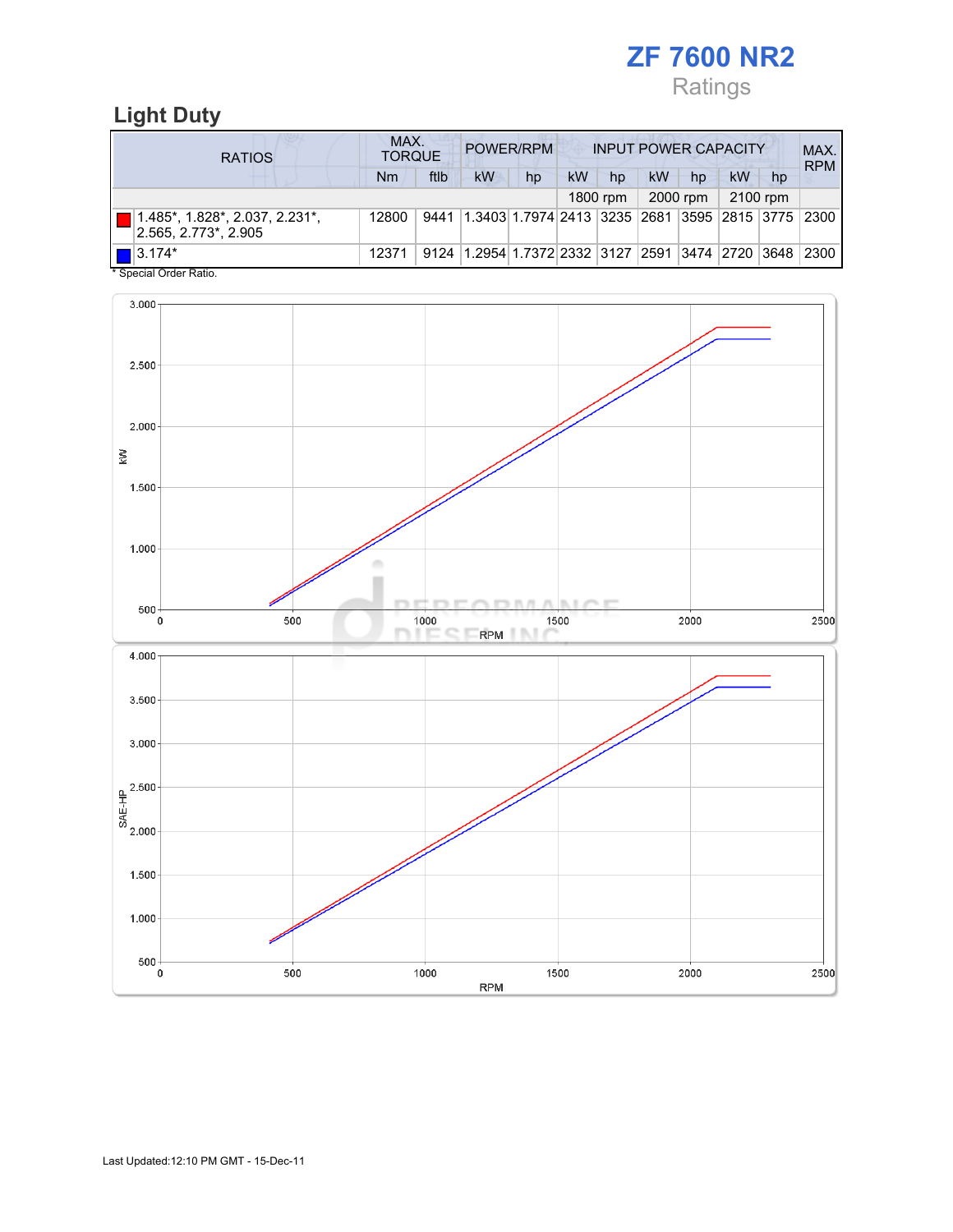# ZF 7600 NR2

Ratings

## Light Duty

| RATIOS | MAX. TORQUE | | POWER/RPM | | INPUT POWER CAPACITY | | | | | | MAX. RPM |
|---|---|---|---|---|---|---|---|---|---|---|---|
| | Nm | ftlb | kW | hp | kW | hp | kW | hp | kW | hp | |
| | | | | | 1800 rpm | | 2000 rpm | | 2100 rpm | | |
| 1.485*, 1.828*, 2.037, 2.231*, 2.565, 2.773*, 2.905 | 12800 | 9441 | 1.3403 | 1.7974 | 2413 | 3235 | 2681 | 3595 | 2815 | 3775 | 2300 |
| 3.174* | 12371 | 9124 | 1.2954 | 1.7372 | 2332 | 3127 | 2591 | 3474 | 2720 | 3648 | 2300 |

* Special Order Ratio.

Last Updated:12:10 PM GMT - 15-Dec-11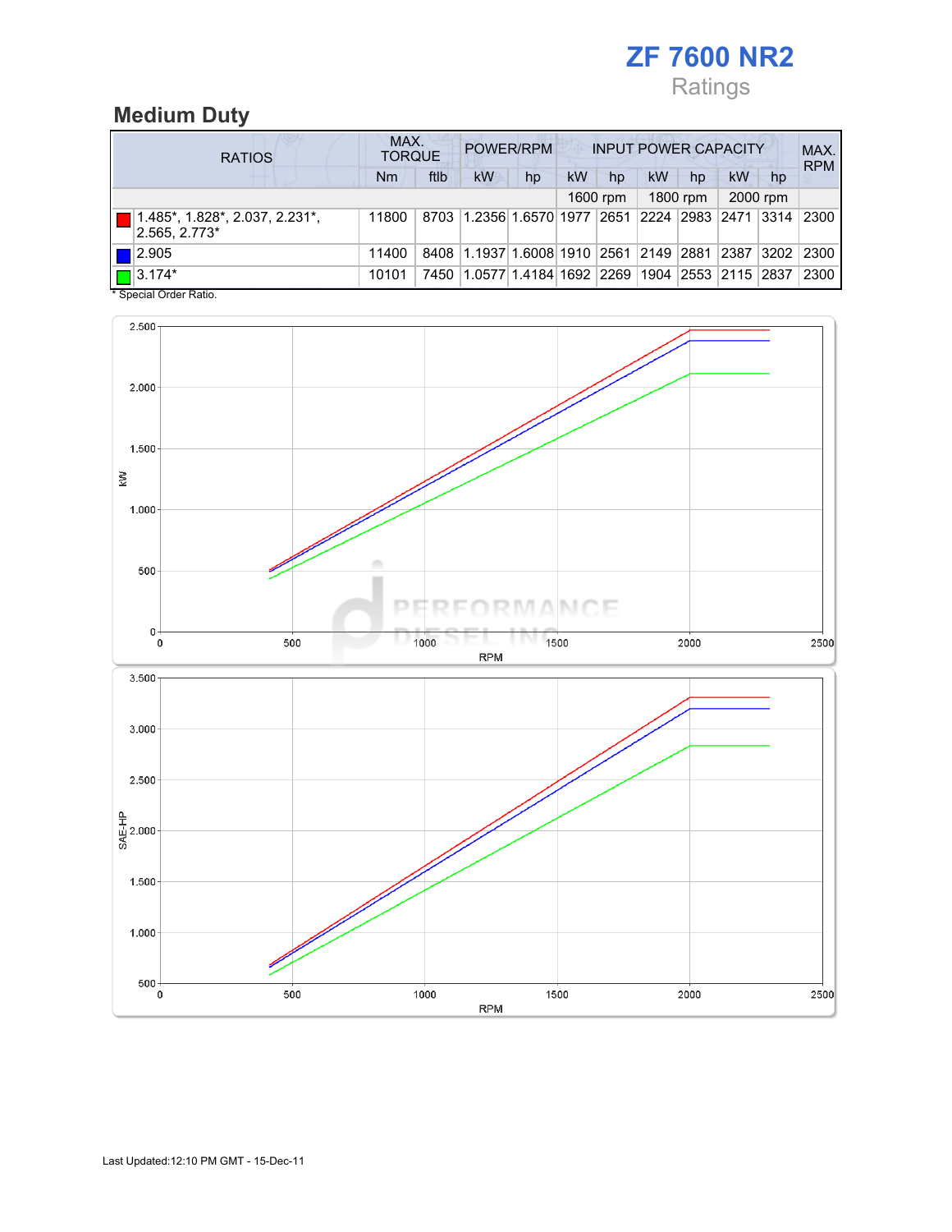# ZF 7600 NR2

Ratings

## Medium Duty

| RATIOS | MAX. TORQUE | | POWER/RPM | | INPUT POWER CAPACITY | | | | | | MAX. RPM |
|---|---|---|---|---|---|---|---|---|---|---|---|
| | Nm | ftlb | kW | hp | kW | hp | kW | hp | kW | hp | |
| | | | | | 1600 rpm | | 1800 rpm | | 2000 rpm | | |
| 1.485*, 1.828*, 2.037, 2.231*, 2.565, 2.773* | 11800 | 8703 | 1.2356 | 1.6570 | 1977 | 2651 | 2224 | 2983 | 2471 | 3314 | 2300 |
| 2.905 | 11400 | 8408 | 1.1937 | 1.6008 | 1910 | 2561 | 2149 | 2881 | 2387 | 3202 | 2300 |
| 3.174* | 10101 | 7450 | 1.0577 | 1.4184 | 1692 | 2269 | 1904 | 2553 | 2115 | 2837 | 2300 |

* Special Order Ratio.

Last Updated:12:10 PM GMT - 15-Dec-11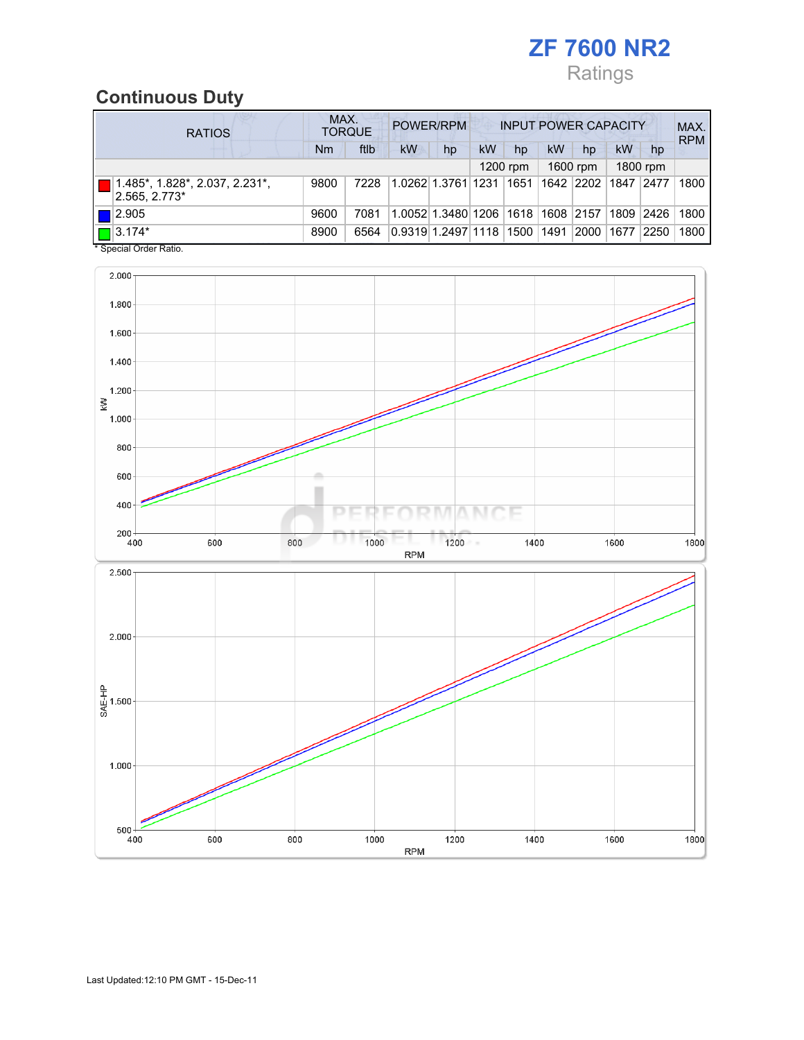# ZF 7600 NR2

Ratings

## Continuous Duty

| RATIOS | MAX. TORQUE | | POWER/RPM | | INPUT POWER CAPACITY | | | | | | MAX. RPM |
|---|---|---|---|---|---|---|---|---|---|---|---|
| | Nm | ftlb | kW | hp | kW | hp | kW | hp | kW | hp | |
| | | | | | 1200 rpm | | 1600 rpm | | 1800 rpm | | |
| 1.485*, 1.828*, 2.037, 2.231*, 2.565, 2.773* | 9800 | 7228 | 1.0262 | 1.3761 | 1231 | 1651 | 1642 | 2202 | 1847 | 2477 | 1800 |
| 2.905 | 9600 | 7081 | 1.0052 | 1.3480 | 1206 | 1618 | 1608 | 2157 | 1809 | 2426 | 1800 |
| 3.174* | 8900 | 6564 | 0.9319 | 1.2497 | 1118 | 1500 | 1491 | 2000 | 1677 | 2250 | 1800 |

* Special Order Ratio.

Last Updated:12:10 PM GMT - 15-Dec-11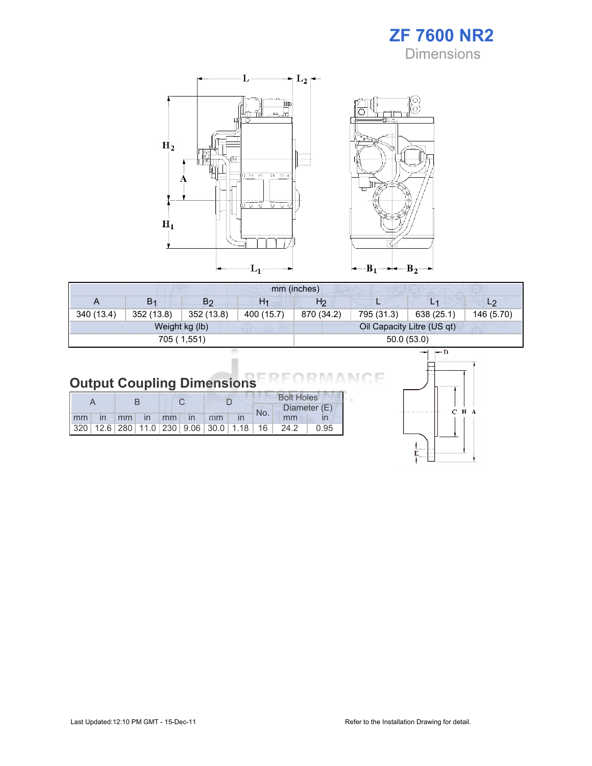# ZF 7600 NR2

## Dimensions

| mm (inches) | | | | | | | |
|---|---|---|---|---|---|---|---|
| A | $B_1$ | $B_2$ | $H_1$ | $H_2$ | L | $L_1$ | $L_2$ |
| 340 (13.4) | 352 (13.8) | 352 (13.8) | 400 (15.7) | 870 (34.2) | 795 (31.3) | 638 (25.1) | 146 (5.70) |
| Weight kg (lb) | | | | Oil Capacity Litre (US qt) | | | |
| 705 ( 1,551) | | | | 50.0 (53.0) | | | |

## Output Coupling Dimensions

| A | | B | | C | | D | | Bolt Holes | | |
|---|---|---|---|---|---|---|---|---|---|---|
| | | | | | | | | No. | Diameter (E) | |
| mm | in | mm | in | mm | in | mm | in | | mm | in |
| 320 | 12.6 | 280 | 11.0 | 230 | 9.06 | 30.0 | 1.18 | 16 | 24.2 | 0.95 |

Last Updated:12:10 PM GMT - 15-Dec-11

Refer to the Installation Drawing for detail.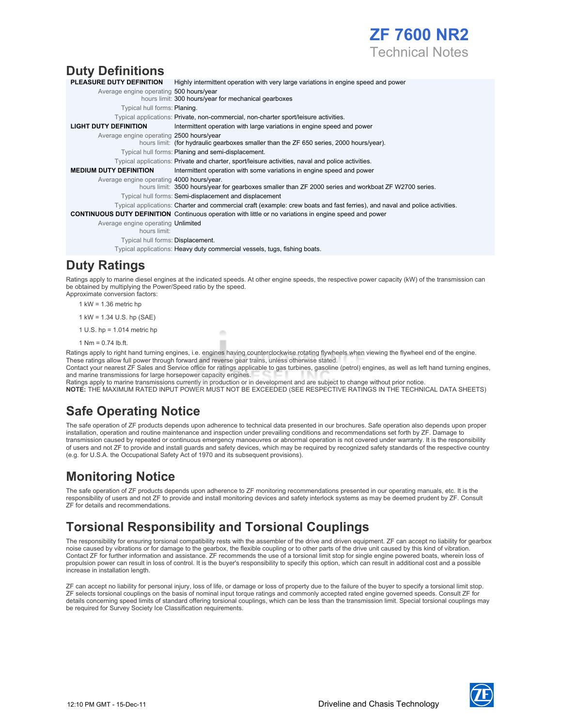# ZF 7600 NR2

Technical Notes

## Duty Definitions

| | |
|---|---|
| **PLEASURE DUTY DEFINITION** | Highly intermittent operation with very large variations in engine speed and power |
| Average engine operating hours limit: | 500 hours/year<br>300 hours/year for mechanical gearboxes |
| Typical hull forms: | Planing. |
| Typical applications: | Private, non-commercial, non-charter sport/leisure activities. |
| **LIGHT DUTY DEFINITION** | Intermittent operation with large variations in engine speed and power |
| Average engine operating hours limit: | 2500 hours/year<br>(for hydraulic gearboxes smaller than the ZF 650 series, 2000 hours/year). |
| Typical hull forms: | Planing and semi-displacement. |
| Typical applications: | Private and charter, sport/leisure activities, naval and police activities. |
| **MEDIUM DUTY DEFINITION** | Intermittent operation with some variations in engine speed and power |
| Average engine operating hours limit: | 4000 hours/year.<br>3500 hours/year for gearboxes smaller than ZF 2000 series and workboat ZF W2700 series. |
| Typical hull forms: | Semi-displacement and displacement |
| Typical applications: | Charter and commercial craft (example: crew boats and fast ferries), and naval and police activities. |
| **CONTINUOUS DUTY DEFINITION** | Continuous operation with little or no variations in engine speed and power |
| Average engine operating hours limit: | Unlimited |
| Typical hull forms: | Displacement. |
| Typical applications: | Heavy duty commercial vessels, tugs, fishing boats. |

## Duty Ratings

Ratings apply to marine diesel engines at the indicated speeds. At other engine speeds, the respective power capacity (kW) of the transmission can be obtained by multiplying the Power/Speed ratio by the speed.
Approximate conversion factors:

1 kW = 1.36 metric hp

1 kW = 1.34 U.S. hp (SAE)

1 U.S. hp = 1.014 metric hp

1 Nm = 0.74 lb.ft.

Ratings apply to right hand turning engines, i.e. engines having counterclockwise rotating flywheels when viewing the flywheel end of the engine. These ratings allow full power through forward and reverse gear trains, unless otherwise stated.
Contact your nearest ZF Sales and Service office for ratings applicable to gas turbines, gasoline (petrol) engines, as well as left hand turning engines, and marine transmissions for large horsepower capacity engines.
Ratings apply to marine transmissions currently in production or in development and are subject to change without prior notice.
**NOTE:** THE MAXIMUM RATED INPUT POWER MUST NOT BE EXCEEDED (SEE RESPECTIVE RATINGS IN THE TECHNICAL DATA SHEETS)

## Safe Operating Notice

The safe operation of ZF products depends upon adherence to technical data presented in our brochures. Safe operation also depends upon proper installation, operation and routine maintenance and inspection under prevailing conditions and recommendations set forth by ZF. Damage to transmission caused by repeated or continuous emergency manoeuvres or abnormal operation is not covered under warranty. It is the responsibility of users and not ZF to provide and install guards and safety devices, which may be required by recognized safety standards of the respective country (e.g. for U.S.A. the Occupational Safety Act of 1970 and its subsequent provisions).

## Monitoring Notice

The safe operation of ZF products depends upon adherence to ZF monitoring recommendations presented in our operating manuals, etc. It is the responsibility of users and not ZF to provide and install monitoring devices and safety interlock systems as may be deemed prudent by ZF. Consult ZF for details and recommendations.

## Torsional Responsibility and Torsional Couplings

The responsibility for ensuring torsional compatibility rests with the assembler of the drive and driven equipment. ZF can accept no liability for gearbox noise caused by vibrations or for damage to the gearbox, the flexible coupling or to other parts of the drive unit caused by this kind of vibration. Contact ZF for further information and assistance. ZF recommends the use of a torsional limit stop for single engine powered boats, wherein loss of propulsion power can result in loss of control. It is the buyer's responsibility to specify this option, which can result in additional cost and a possible increase in installation length.

ZF can accept no liability for personal injury, loss of life, or damage or loss of property due to the failure of the buyer to specify a torsional limit stop. ZF selects torsional couplings on the basis of nominal input torque ratings and commonly accepted rated engine governed speeds. Consult ZF for details concerning speed limits of standard offering torsional couplings, which can be less than the transmission limit. Special torsional couplings may be required for Survey Society Ice Classification requirements.

12:10 PM GMT - 15-Dec-11

Driveline and Chasis Technology